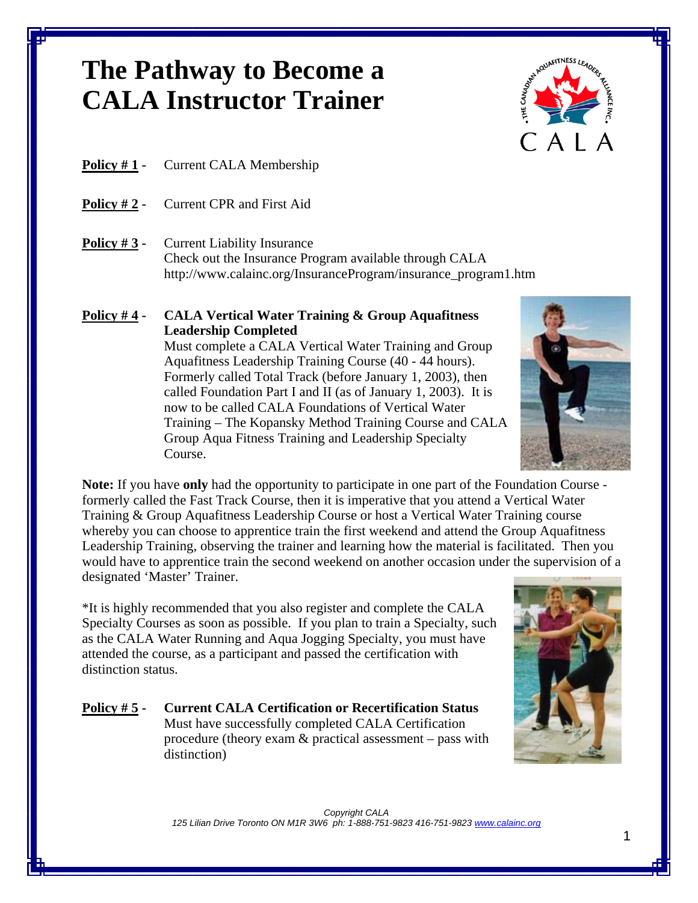# The Pathway to Become a CALA Instructor Trainer

**Policy # 1** - Current CALA Membership

**Policy # 2** - Current CPR and First Aid

**Policy # 3** - Current Liability Insurance
Check out the Insurance Program available through CALA
http://www.calainc.org/InsuranceProgram/insurance_program1.htm

**Policy # 4** - **CALA Vertical Water Training & Group Aquafitness Leadership Completed**
Must complete a CALA Vertical Water Training and Group Aquafitness Leadership Training Course (40 - 44 hours). Formerly called Total Track (before January 1, 2003), then called Foundation Part I and II (as of January 1, 2003). It is now to be called CALA Foundations of Vertical Water Training – The Kopansky Method Training Course and CALA Group Aqua Fitness Training and Leadership Specialty Course.

**Note:** If you have **only** had the opportunity to participate in one part of the Foundation Course - formerly called the Fast Track Course, then it is imperative that you attend a Vertical Water Training & Group Aquafitness Leadership Course or host a Vertical Water Training course whereby you can choose to apprentice train the first weekend and attend the Group Aquafitness Leadership Training, observing the trainer and learning how the material is facilitated. Then you would have to apprentice train the second weekend on another occasion under the supervision of a designated 'Master' Trainer.

*It is highly recommended that you also register and complete the CALA Specialty Courses as soon as possible. If you plan to train a Specialty, such as the CALA Water Running and Aqua Jogging Specialty, you must have attended the course, as a participant and passed the certification with distinction status.

**Policy # 5** - **Current CALA Certification or Recertification Status**
Must have successfully completed CALA Certification procedure (theory exam & practical assessment – pass with distinction)

*Copyright CALA*
*125 Lilian Drive Toronto ON M1R 3W6 ph: 1-888-751-9823 416-751-9823 www.calainc.org*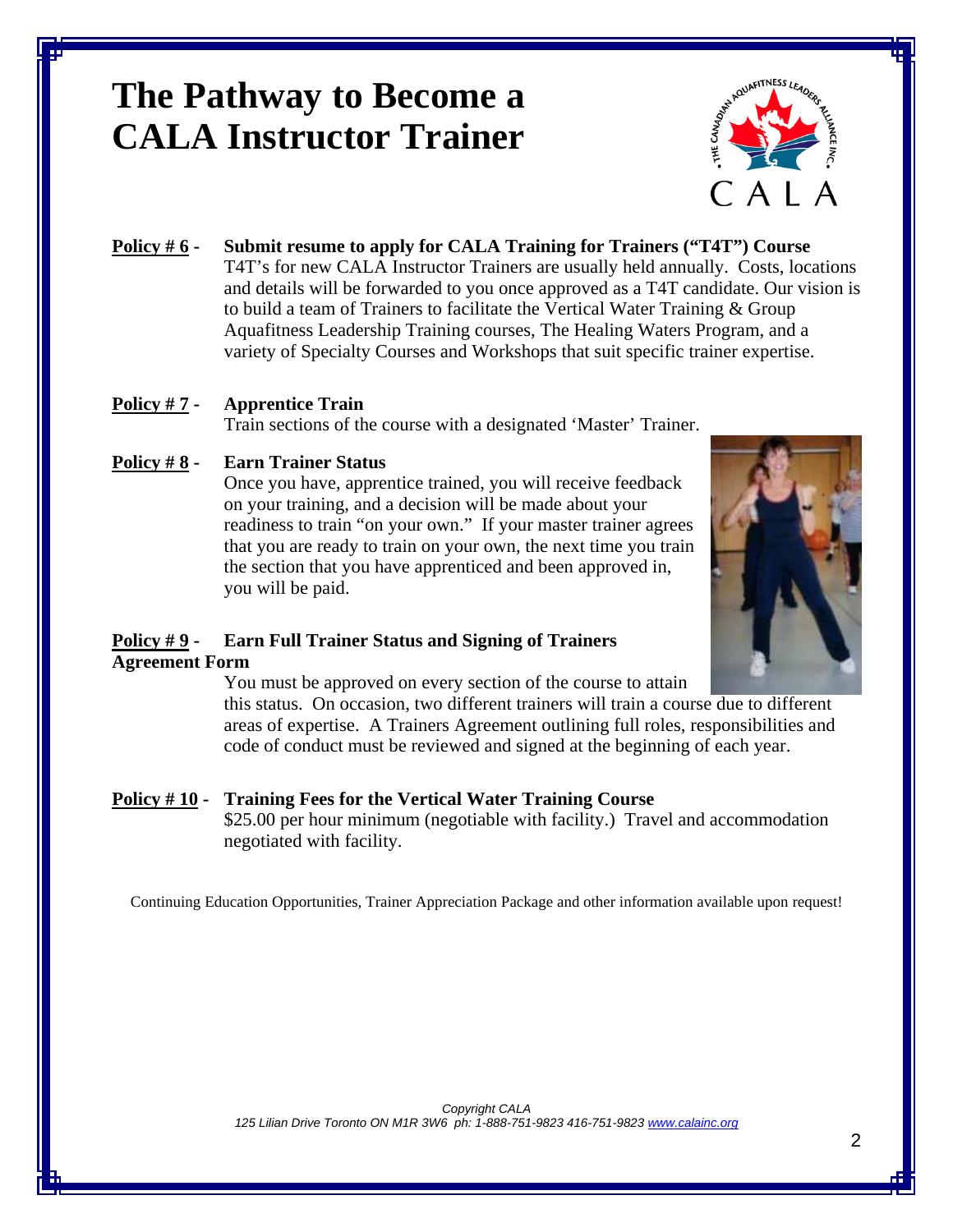# The Pathway to Become a CALA Instructor Trainer

**Policy # 6 - Submit resume to apply for CALA Training for Trainers ("T4T") Course**

T4T's for new CALA Instructor Trainers are usually held annually. Costs, locations and details will be forwarded to you once approved as a T4T candidate. Our vision is to build a team of Trainers to facilitate the Vertical Water Training & Group Aquafitness Leadership Training courses, The Healing Waters Program, and a variety of Specialty Courses and Workshops that suit specific trainer expertise.

**Policy # 7 - Apprentice Train**

Train sections of the course with a designated 'Master' Trainer.

**Policy # 8 - Earn Trainer Status**

Once you have, apprentice trained, you will receive feedback on your training, and a decision will be made about your readiness to train "on your own." If your master trainer agrees that you are ready to train on your own, the next time you train the section that you have apprenticed and been approved in, you will be paid.

**Policy # 9 - Earn Full Trainer Status and Signing of Trainers Agreement Form**

You must be approved on every section of the course to attain this status. On occasion, two different trainers will train a course due to different areas of expertise. A Trainers Agreement outlining full roles, responsibilities and code of conduct must be reviewed and signed at the beginning of each year.

**Policy # 10 - Training Fees for the Vertical Water Training Course**

$25.00 per hour minimum (negotiable with facility.) Travel and accommodation negotiated with facility.

Continuing Education Opportunities, Trainer Appreciation Package and other information available upon request!

*Copyright CALA*
*125 Lilian Drive Toronto ON M1R 3W6 ph: 1-888-751-9823 416-751-9823 www.calainc.org*